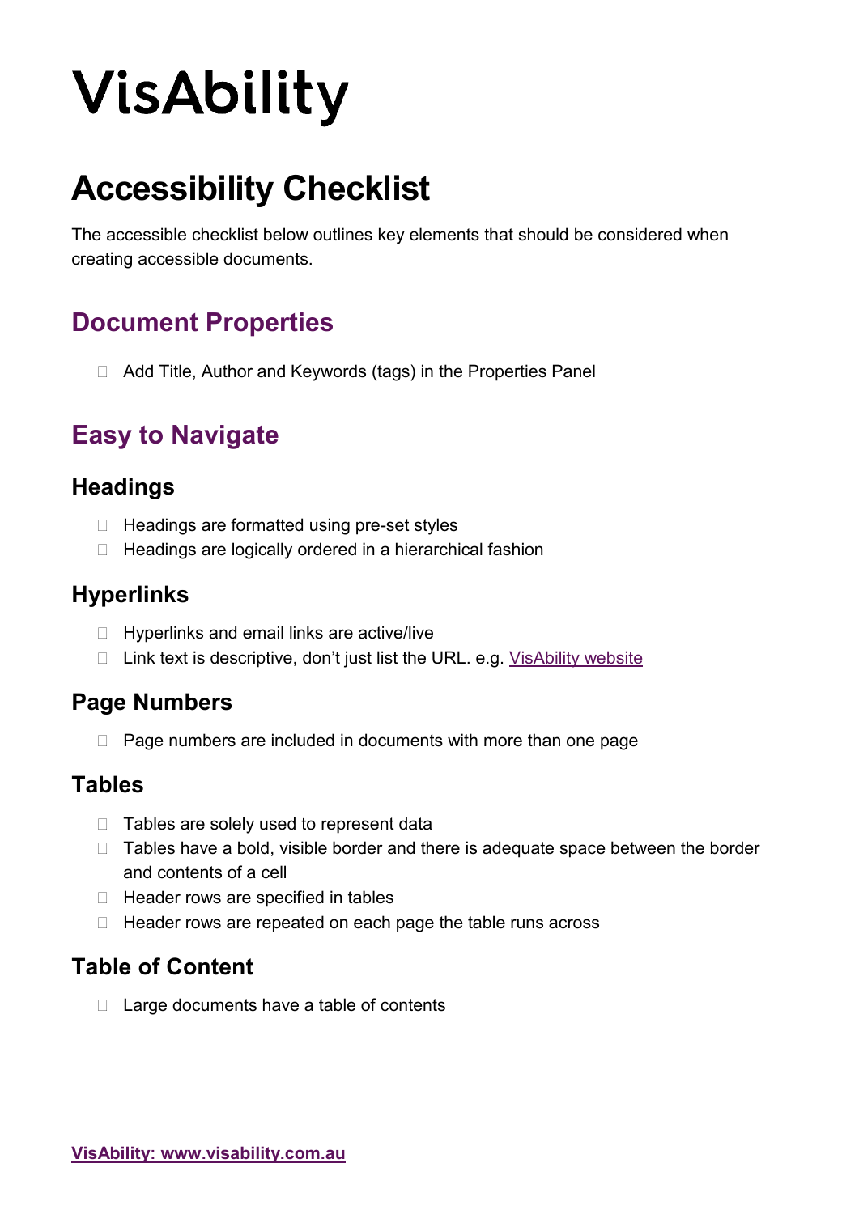# VisAbility

# Accessibility Checklist

The accessible checklist below outlines key elements that should be considered when creating accessible documents.

## Document Properties

- Add Title, Author and Keywords (tags) in the Properties Panel

## Easy to Navigate

### Headings

- Headings are formatted using pre-set styles
- Headings are logically ordered in a hierarchical fashion

### Hyperlinks

- Hyperlinks and email links are active/live
- Link text is descriptive, don't just list the URL. e.g. [VisAbility website]

### Page Numbers

- Page numbers are included in documents with more than one page

### Tables

- Tables are solely used to represent data
- Tables have a bold, visible border and there is adequate space between the border and contents of a cell
- Header rows are specified in tables
- Header rows are repeated on each page the table runs across

### Table of Content

- Large documents have a table of contents

**VisAbility: www.visability.com.au**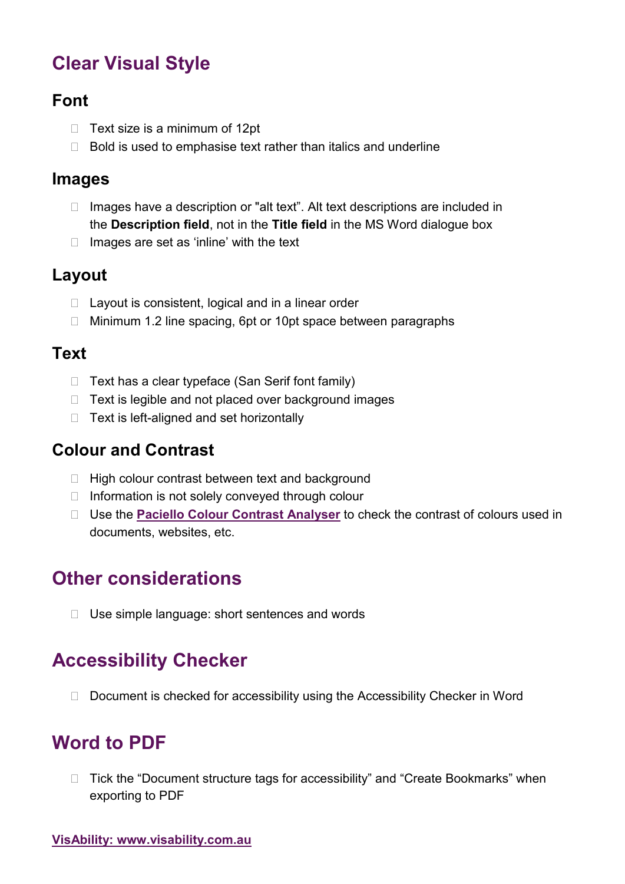# Clear Visual Style

## Font

- Text size is a minimum of 12pt
- Bold is used to emphasise text rather than italics and underline

## Images

- Images have a description or "alt text". Alt text descriptions are included in the **Description field**, not in the **Title field** in the MS Word dialogue box
- Images are set as 'inline' with the text

## Layout

- Layout is consistent, logical and in a linear order
- Minimum 1.2 line spacing, 6pt or 10pt space between paragraphs

## Text

- Text has a clear typeface (San Serif font family)
- Text is legible and not placed over background images
- Text is left-aligned and set horizontally

## Colour and Contrast

- High colour contrast between text and background
- Information is not solely conveyed through colour
- Use the **Paciello Colour Contrast Analyser** to check the contrast of colours used in documents, websites, etc.

# Other considerations

- Use simple language: short sentences and words

# Accessibility Checker

- Document is checked for accessibility using the Accessibility Checker in Word

# Word to PDF

- Tick the "Document structure tags for accessibility" and "Create Bookmarks" when exporting to PDF

**VisAbility: www.visability.com.au**